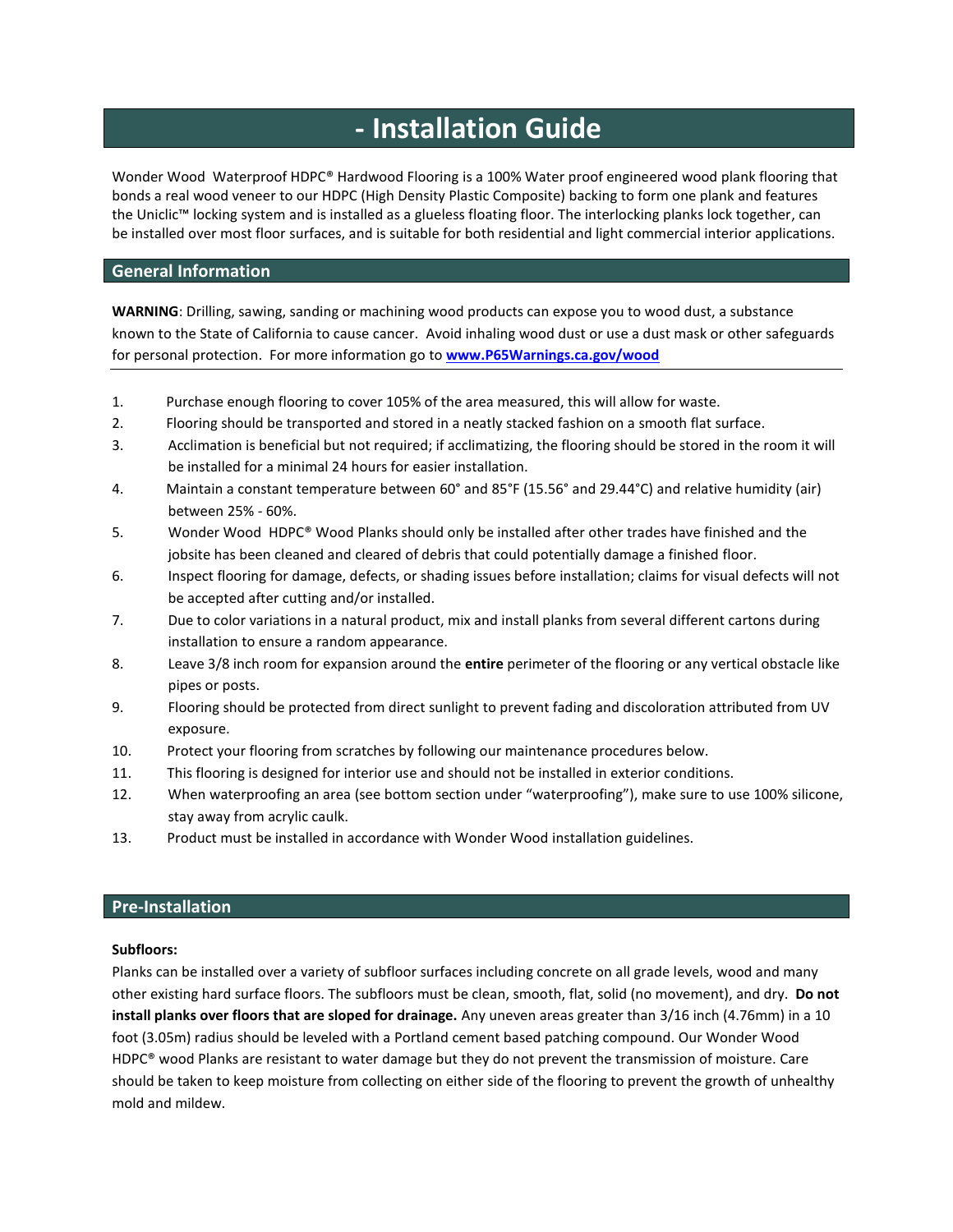# - Installation Guide

Wonder Wood Waterproof HDPC® Hardwood Flooring is a 100% Water proof engineered wood plank flooring that bonds a real wood veneer to our HDPC (High Density Plastic Composite) backing to form one plank and features the Uniclic™ locking system and is installed as a glueless floating floor. The interlocking planks lock together, can be installed over most floor surfaces, and is suitable for both residential and light commercial interior applications.

## General Information

**WARNING**: Drilling, sawing, sanding or machining wood products can expose you to wood dust, a substance known to the State of California to cause cancer. Avoid inhaling wood dust or use a dust mask or other safeguards for personal protection. For more information go to [www.P65Warnings.ca.gov/wood](http://www.P65Warnings.ca.gov/wood)

---

1. Purchase enough flooring to cover 105% of the area measured, this will allow for waste.
2. Flooring should be transported and stored in a neatly stacked fashion on a smooth flat surface.
3. Acclimation is beneficial but not required; if acclimatizing, the flooring should be stored in the room it will be installed for a minimal 24 hours for easier installation.
4. Maintain a constant temperature between 60° and 85°F (15.56° and 29.44°C) and relative humidity (air) between 25% - 60%.
5. Wonder Wood HDPC® Wood Planks should only be installed after other trades have finished and the jobsite has been cleaned and cleared of debris that could potentially damage a finished floor.
6. Inspect flooring for damage, defects, or shading issues before installation; claims for visual defects will not be accepted after cutting and/or installed.
7. Due to color variations in a natural product, mix and install planks from several different cartons during installation to ensure a random appearance.
8. Leave 3/8 inch room for expansion around the **entire** perimeter of the flooring or any vertical obstacle like pipes or posts.
9. Flooring should be protected from direct sunlight to prevent fading and discoloration attributed from UV exposure.
10. Protect your flooring from scratches by following our maintenance procedures below.
11. This flooring is designed for interior use and should not be installed in exterior conditions.
12. When waterproofing an area (see bottom section under "waterproofing"), make sure to use 100% silicone, stay away from acrylic caulk.
13. Product must be installed in accordance with Wonder Wood installation guidelines.

## Pre-Installation

**Subfloors:**

Planks can be installed over a variety of subfloor surfaces including concrete on all grade levels, wood and many other existing hard surface floors. The subfloors must be clean, smooth, flat, solid (no movement), and dry. **Do not install planks over floors that are sloped for drainage.** Any uneven areas greater than 3/16 inch (4.76mm) in a 10 foot (3.05m) radius should be leveled with a Portland cement based patching compound. Our Wonder Wood HDPC® wood Planks are resistant to water damage but they do not prevent the transmission of moisture. Care should be taken to keep moisture from collecting on either side of the flooring to prevent the growth of unhealthy mold and mildew.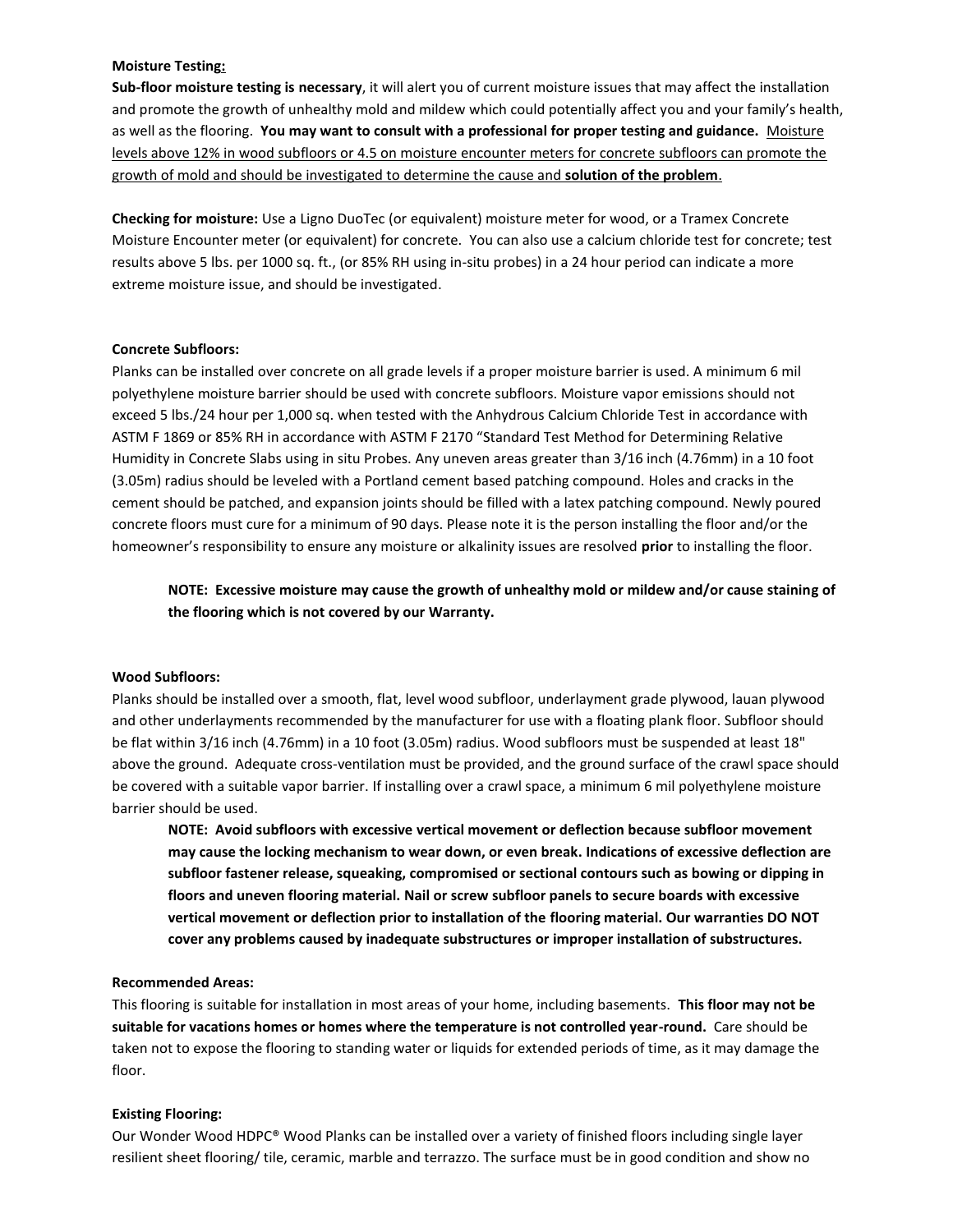**Moisture Testing:**

**Sub-floor moisture testing is necessary**, it will alert you of current moisture issues that may affect the installation and promote the growth of unhealthy mold and mildew which could potentially affect you and your family's health, as well as the flooring. **You may want to consult with a professional for proper testing and guidance.** <u>Moisture levels above 12% in wood subfloors or 4.5 on moisture encounter meters for concrete subfloors can promote the growth of mold and should be investigated to determine the cause and **solution of the problem**.</u>

**Checking for moisture:** Use a Ligno DuoTec (or equivalent) moisture meter for wood, or a Tramex Concrete Moisture Encounter meter (or equivalent) for concrete. You can also use a calcium chloride test for concrete; test results above 5 lbs. per 1000 sq. ft., (or 85% RH using in-situ probes) in a 24 hour period can indicate a more extreme moisture issue, and should be investigated.

**Concrete Subfloors:**

Planks can be installed over concrete on all grade levels if a proper moisture barrier is used. A minimum 6 mil polyethylene moisture barrier should be used with concrete subfloors. Moisture vapor emissions should not exceed 5 lbs./24 hour per 1,000 sq. when tested with the Anhydrous Calcium Chloride Test in accordance with ASTM F 1869 or 85% RH in accordance with ASTM F 2170 "Standard Test Method for Determining Relative Humidity in Concrete Slabs using in situ Probes. Any uneven areas greater than 3/16 inch (4.76mm) in a 10 foot (3.05m) radius should be leveled with a Portland cement based patching compound. Holes and cracks in the cement should be patched, and expansion joints should be filled with a latex patching compound. Newly poured concrete floors must cure for a minimum of 90 days. Please note it is the person installing the floor and/or the homeowner's responsibility to ensure any moisture or alkalinity issues are resolved **prior** to installing the floor.

> **NOTE: Excessive moisture may cause the growth of unhealthy mold or mildew and/or cause staining of the flooring which is not covered by our Warranty.**

**Wood Subfloors:**

Planks should be installed over a smooth, flat, level wood subfloor, underlayment grade plywood, lauan plywood and other underlayments recommended by the manufacturer for use with a floating plank floor. Subfloor should be flat within 3/16 inch (4.76mm) in a 10 foot (3.05m) radius. Wood subfloors must be suspended at least 18" above the ground. Adequate cross-ventilation must be provided, and the ground surface of the crawl space should be covered with a suitable vapor barrier. If installing over a crawl space, a minimum 6 mil polyethylene moisture barrier should be used.

> **NOTE: Avoid subfloors with excessive vertical movement or deflection because subfloor movement may cause the locking mechanism to wear down, or even break. Indications of excessive deflection are subfloor fastener release, squeaking, compromised or sectional contours such as bowing or dipping in floors and uneven flooring material. Nail or screw subfloor panels to secure boards with excessive vertical movement or deflection prior to installation of the flooring material. Our warranties DO NOT cover any problems caused by inadequate substructures or improper installation of substructures.**

**Recommended Areas:**

This flooring is suitable for installation in most areas of your home, including basements. **This floor may not be suitable for vacations homes or homes where the temperature is not controlled year-round.** Care should be taken not to expose the flooring to standing water or liquids for extended periods of time, as it may damage the floor.

**Existing Flooring:**

Our Wonder Wood HDPC® Wood Planks can be installed over a variety of finished floors including single layer resilient sheet flooring/ tile, ceramic, marble and terrazzo. The surface must be in good condition and show no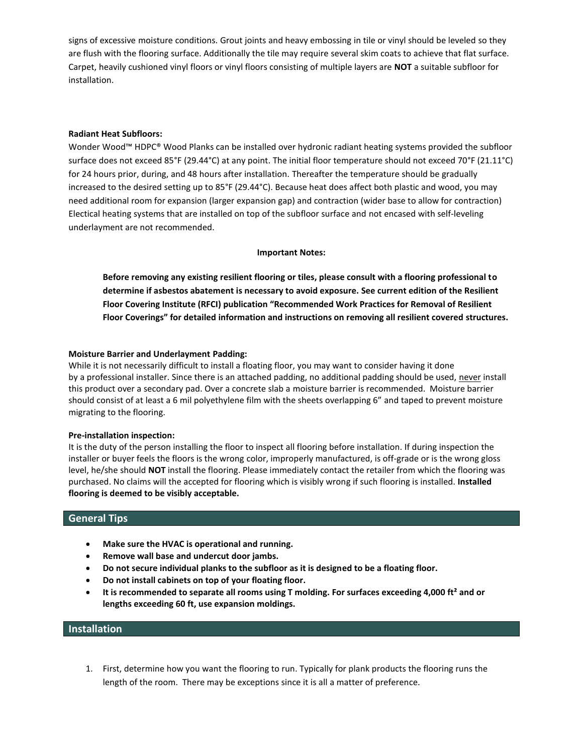signs of excessive moisture conditions. Grout joints and heavy embossing in tile or vinyl should be leveled so they are flush with the flooring surface. Additionally the tile may require several skim coats to achieve that flat surface. Carpet, heavily cushioned vinyl floors or vinyl floors consisting of multiple layers are **NOT** a suitable subfloor for installation.

**Radiant Heat Subfloors:**
Wonder Wood™ HDPC® Wood Planks can be installed over hydronic radiant heating systems provided the subfloor surface does not exceed 85°F (29.44°C) at any point. The initial floor temperature should not exceed 70°F (21.11°C) for 24 hours prior, during, and 48 hours after installation. Thereafter the temperature should be gradually increased to the desired setting up to 85°F (29.44°C). Because heat does affect both plastic and wood, you may need additional room for expansion (larger expansion gap) and contraction (wider base to allow for contraction) Electical heating systems that are installed on top of the subfloor surface and not encased with self-leveling underlayment are not recommended.

**Important Notes:**

> **Before removing any existing resilient flooring or tiles, please consult with a flooring professional to determine if asbestos abatement is necessary to avoid exposure. See current edition of the Resilient Floor Covering Institute (RFCI) publication "Recommended Work Practices for Removal of Resilient Floor Coverings" for detailed information and instructions on removing all resilient covered structures.**

**Moisture Barrier and Underlayment Padding:**
While it is not necessarily difficult to install a floating floor, you may want to consider having it done by a professional installer. Since there is an attached padding, no additional padding should be used, <u>never</u> install this product over a secondary pad. Over a concrete slab a moisture barrier is recommended. Moisture barrier should consist of at least a 6 mil polyethylene film with the sheets overlapping 6" and taped to prevent moisture migrating to the flooring.

**Pre-installation inspection:**
It is the duty of the person installing the floor to inspect all flooring before installation. If during inspection the installer or buyer feels the floors is the wrong color, improperly manufactured, is off-grade or is the wrong gloss level, he/she should **NOT** install the flooring. Please immediately contact the retailer from which the flooring was purchased. No claims will the accepted for flooring which is visibly wrong if such flooring is installed. **Installed flooring is deemed to be visibly acceptable.**

## General Tips

- **Make sure the HVAC is operational and running.**
- **Remove wall base and undercut door jambs.**
- **Do not secure individual planks to the subfloor as it is designed to be a floating floor.**
- **Do not install cabinets on top of your floating floor.**
- **It is recommended to separate all rooms using T molding. For surfaces exceeding 4,000 ft² and or lengths exceeding 60 ft, use expansion moldings.**

## Installation

1. First, determine how you want the flooring to run. Typically for plank products the flooring runs the length of the room. There may be exceptions since it is all a matter of preference.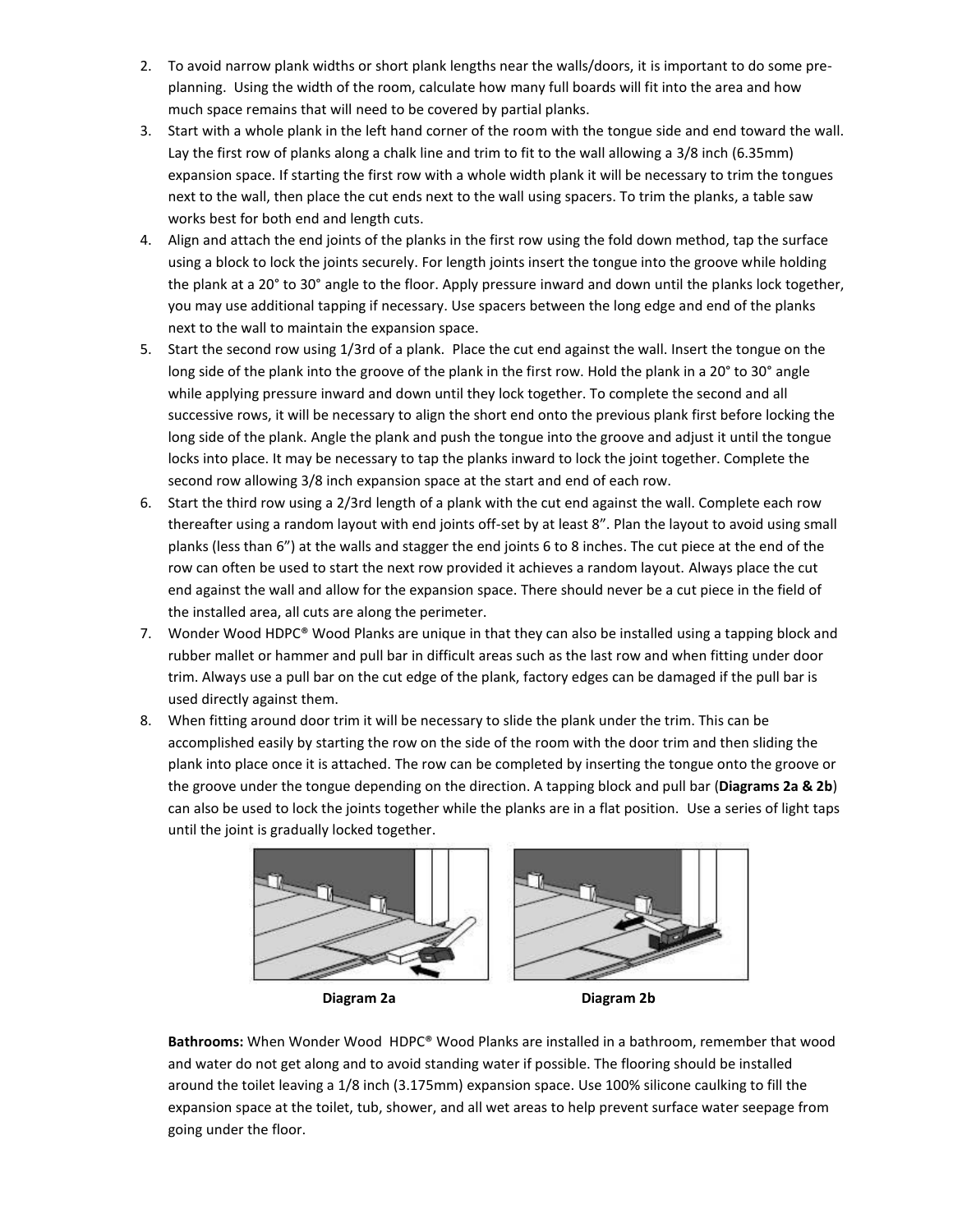2. To avoid narrow plank widths or short plank lengths near the walls/doors, it is important to do some pre-planning. Using the width of the room, calculate how many full boards will fit into the area and how much space remains that will need to be covered by partial planks.
3. Start with a whole plank in the left hand corner of the room with the tongue side and end toward the wall. Lay the first row of planks along a chalk line and trim to fit to the wall allowing a 3/8 inch (6.35mm) expansion space. If starting the first row with a whole width plank it will be necessary to trim the tongues next to the wall, then place the cut ends next to the wall using spacers. To trim the planks, a table saw works best for both end and length cuts.
4. Align and attach the end joints of the planks in the first row using the fold down method, tap the surface using a block to lock the joints securely. For length joints insert the tongue into the groove while holding the plank at a 20° to 30° angle to the floor. Apply pressure inward and down until the planks lock together, you may use additional tapping if necessary. Use spacers between the long edge and end of the planks next to the wall to maintain the expansion space.
5. Start the second row using 1/3rd of a plank. Place the cut end against the wall. Insert the tongue on the long side of the plank into the groove of the plank in the first row. Hold the plank in a 20° to 30° angle while applying pressure inward and down until they lock together. To complete the second and all successive rows, it will be necessary to align the short end onto the previous plank first before locking the long side of the plank. Angle the plank and push the tongue into the groove and adjust it until the tongue locks into place. It may be necessary to tap the planks inward to lock the joint together. Complete the second row allowing 3/8 inch expansion space at the start and end of each row.
6. Start the third row using a 2/3rd length of a plank with the cut end against the wall. Complete each row thereafter using a random layout with end joints off-set by at least 8". Plan the layout to avoid using small planks (less than 6") at the walls and stagger the end joints 6 to 8 inches. The cut piece at the end of the row can often be used to start the next row provided it achieves a random layout. Always place the cut end against the wall and allow for the expansion space. There should never be a cut piece in the field of the installed area, all cuts are along the perimeter.
7. Wonder Wood HDPC® Wood Planks are unique in that they can also be installed using a tapping block and rubber mallet or hammer and pull bar in difficult areas such as the last row and when fitting under door trim. Always use a pull bar on the cut edge of the plank, factory edges can be damaged if the pull bar is used directly against them.
8. When fitting around door trim it will be necessary to slide the plank under the trim. This can be accomplished easily by starting the row on the side of the room with the door trim and then sliding the plank into place once it is attached. The row can be completed by inserting the tongue onto the groove or the groove under the tongue depending on the direction. A tapping block and pull bar (**Diagrams 2a & 2b**) can also be used to lock the joints together while the planks are in a flat position. Use a series of light taps until the joint is gradually locked together.

**Diagram 2a** **Diagram 2b**

**Bathrooms:** When Wonder Wood HDPC® Wood Planks are installed in a bathroom, remember that wood and water do not get along and to avoid standing water if possible. The flooring should be installed around the toilet leaving a 1/8 inch (3.175mm) expansion space. Use 100% silicone caulking to fill the expansion space at the toilet, tub, shower, and all wet areas to help prevent surface water seepage from going under the floor.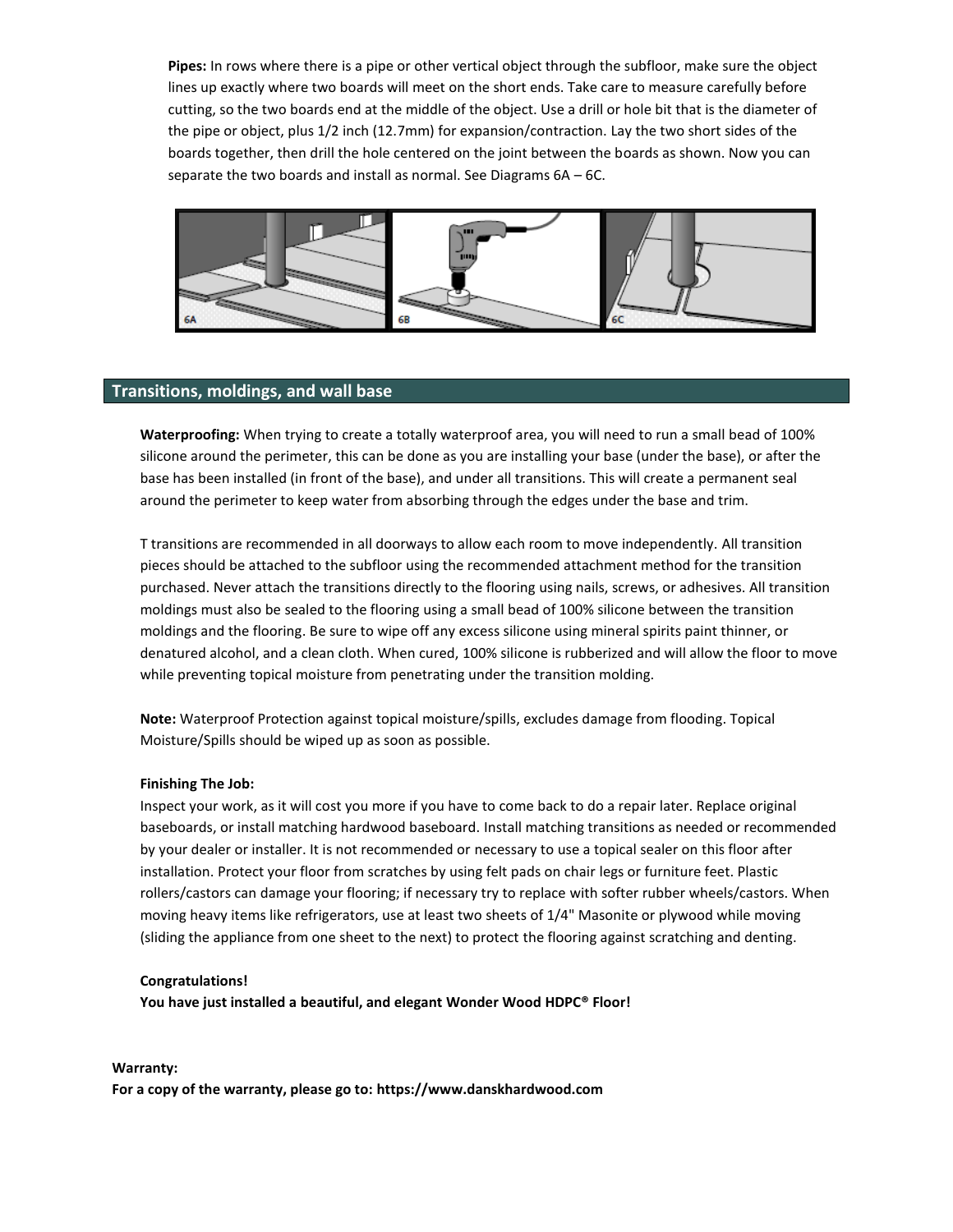**Pipes:** In rows where there is a pipe or other vertical object through the subfloor, make sure the object lines up exactly where two boards will meet on the short ends. Take care to measure carefully before cutting, so the two boards end at the middle of the object. Use a drill or hole bit that is the diameter of the pipe or object, plus 1/2 inch (12.7mm) for expansion/contraction. Lay the two short sides of the boards together, then drill the hole centered on the joint between the boards as shown. Now you can separate the two boards and install as normal. See Diagrams 6A – 6C.

6A

6B

6C

## Transitions, moldings, and wall base

**Waterproofing:** When trying to create a totally waterproof area, you will need to run a small bead of 100% silicone around the perimeter, this can be done as you are installing your base (under the base), or after the base has been installed (in front of the base), and under all transitions. This will create a permanent seal around the perimeter to keep water from absorbing through the edges under the base and trim.

T transitions are recommended in all doorways to allow each room to move independently. All transition pieces should be attached to the subfloor using the recommended attachment method for the transition purchased. Never attach the transitions directly to the flooring using nails, screws, or adhesives. All transition moldings must also be sealed to the flooring using a small bead of 100% silicone between the transition moldings and the flooring. Be sure to wipe off any excess silicone using mineral spirits paint thinner, or denatured alcohol, and a clean cloth. When cured, 100% silicone is rubberized and will allow the floor to move while preventing topical moisture from penetrating under the transition molding.

**Note:** Waterproof Protection against topical moisture/spills, excludes damage from flooding. Topical Moisture/Spills should be wiped up as soon as possible.

**Finishing The Job:**

Inspect your work, as it will cost you more if you have to come back to do a repair later. Replace original baseboards, or install matching hardwood baseboard. Install matching transitions as needed or recommended by your dealer or installer. It is not recommended or necessary to use a topical sealer on this floor after installation. Protect your floor from scratches by using felt pads on chair legs or furniture feet. Plastic rollers/castors can damage your flooring; if necessary try to replace with softer rubber wheels/castors. When moving heavy items like refrigerators, use at least two sheets of 1/4" Masonite or plywood while moving (sliding the appliance from one sheet to the next) to protect the flooring against scratching and denting.

**Congratulations!**

**You have just installed a beautiful, and elegant Wonder Wood HDPC® Floor!**

**Warranty:**

**For a copy of the warranty, please go to: https://www.danskhardwood.com**